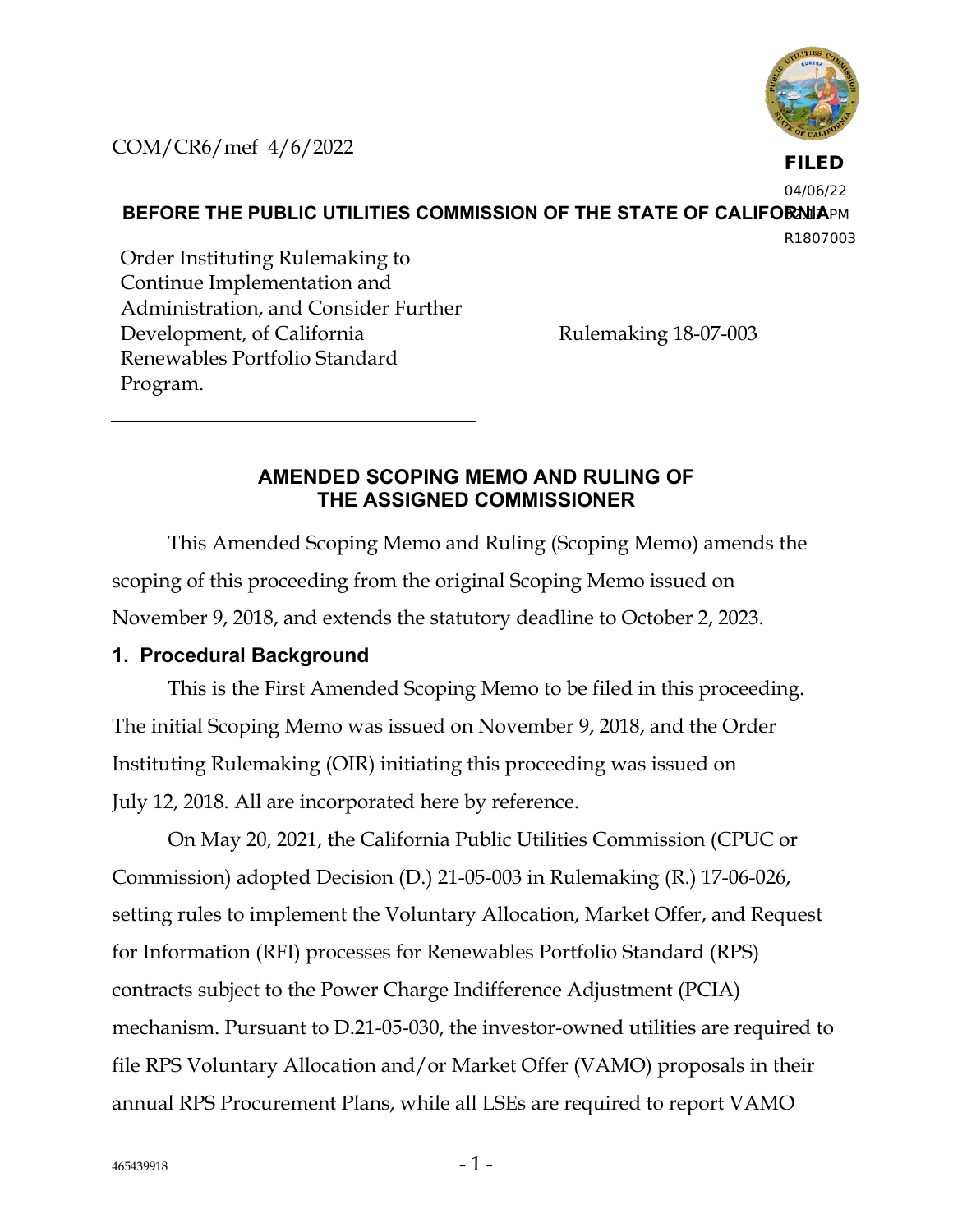COM/CR6/mef 4/6/2022

**FILED**
04/06/22
03:18 PM
R1807003

**BEFORE THE PUBLIC UTILITIES COMMISSION OF THE STATE OF CALIFORNIA**

| Order Instituting Rulemaking to Continue Implementation and Administration, and Consider Further Development, of California Renewables Portfolio Standard Program. | Rulemaking 18-07-003 |
|---|---|

## AMENDED SCOPING MEMO AND RULING OF THE ASSIGNED COMMISSIONER

This Amended Scoping Memo and Ruling (Scoping Memo) amends the scoping of this proceeding from the original Scoping Memo issued on November 9, 2018, and extends the statutory deadline to October 2, 2023.

### 1. Procedural Background

This is the First Amended Scoping Memo to be filed in this proceeding. The initial Scoping Memo was issued on November 9, 2018, and the Order Instituting Rulemaking (OIR) initiating this proceeding was issued on July 12, 2018. All are incorporated here by reference.

On May 20, 2021, the California Public Utilities Commission (CPUC or Commission) adopted Decision (D.) 21-05-003 in Rulemaking (R.) 17-06-026, setting rules to implement the Voluntary Allocation, Market Offer, and Request for Information (RFI) processes for Renewables Portfolio Standard (RPS) contracts subject to the Power Charge Indifference Adjustment (PCIA) mechanism. Pursuant to D.21-05-030, the investor-owned utilities are required to file RPS Voluntary Allocation and/or Market Offer (VAMO) proposals in their annual RPS Procurement Plans, while all LSEs are required to report VAMO

465439918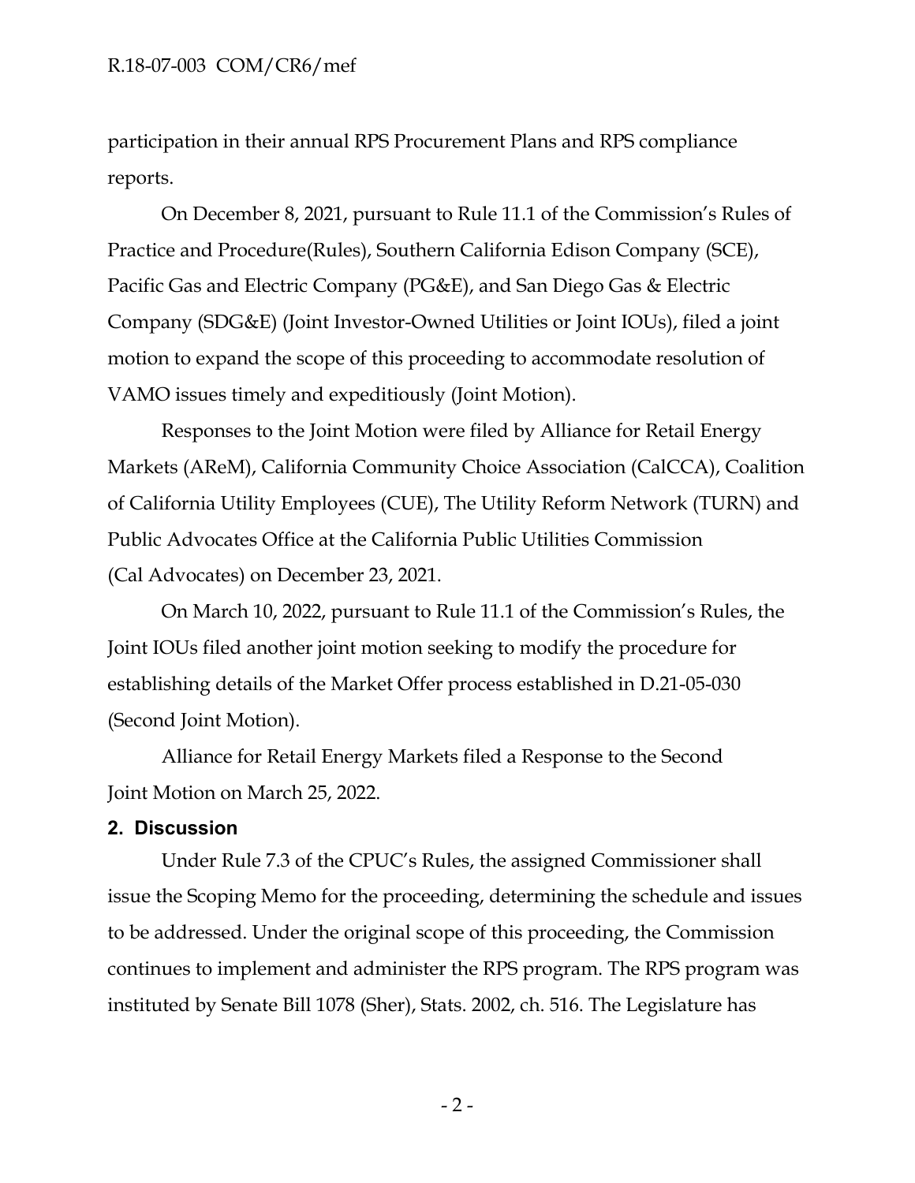participation in their annual RPS Procurement Plans and RPS compliance reports.

On December 8, 2021, pursuant to Rule 11.1 of the Commission's Rules of Practice and Procedure(Rules), Southern California Edison Company (SCE), Pacific Gas and Electric Company (PG&E), and San Diego Gas & Electric Company (SDG&E) (Joint Investor-Owned Utilities or Joint IOUs), filed a joint motion to expand the scope of this proceeding to accommodate resolution of VAMO issues timely and expeditiously (Joint Motion).

Responses to the Joint Motion were filed by Alliance for Retail Energy Markets (AReM), California Community Choice Association (CalCCA), Coalition of California Utility Employees (CUE), The Utility Reform Network (TURN) and Public Advocates Office at the California Public Utilities Commission (Cal Advocates) on December 23, 2021.

On March 10, 2022, pursuant to Rule 11.1 of the Commission's Rules, the Joint IOUs filed another joint motion seeking to modify the procedure for establishing details of the Market Offer process established in D.21-05-030 (Second Joint Motion).

Alliance for Retail Energy Markets filed a Response to the Second Joint Motion on March 25, 2022.

## 2. Discussion

Under Rule 7.3 of the CPUC's Rules, the assigned Commissioner shall issue the Scoping Memo for the proceeding, determining the schedule and issues to be addressed. Under the original scope of this proceeding, the Commission continues to implement and administer the RPS program. The RPS program was instituted by Senate Bill 1078 (Sher), Stats. 2002, ch. 516. The Legislature has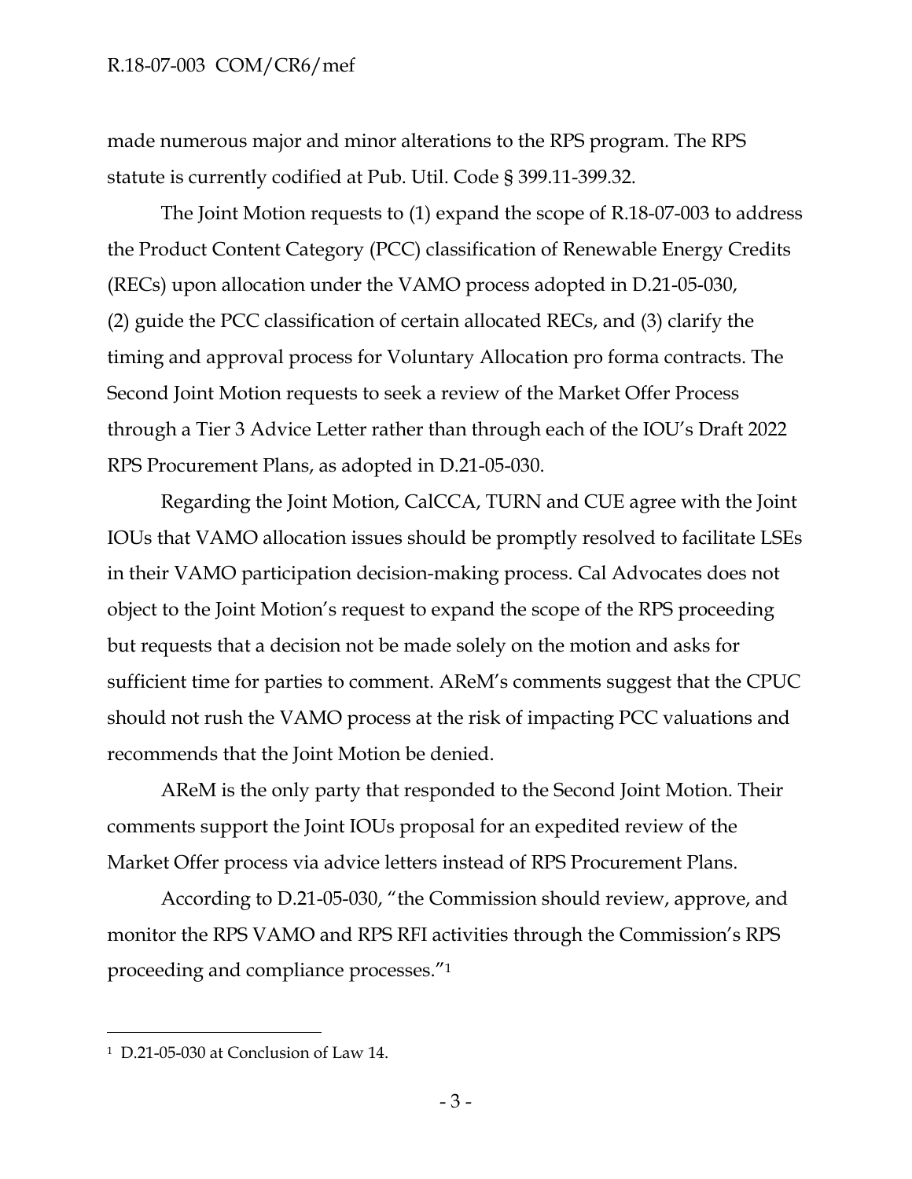made numerous major and minor alterations to the RPS program. The RPS statute is currently codified at Pub. Util. Code § 399.11-399.32.

The Joint Motion requests to (1) expand the scope of R.18-07-003 to address the Product Content Category (PCC) classification of Renewable Energy Credits (RECs) upon allocation under the VAMO process adopted in D.21-05-030, (2) guide the PCC classification of certain allocated RECs, and (3) clarify the timing and approval process for Voluntary Allocation pro forma contracts. The Second Joint Motion requests to seek a review of the Market Offer Process through a Tier 3 Advice Letter rather than through each of the IOU's Draft 2022 RPS Procurement Plans, as adopted in D.21-05-030.

Regarding the Joint Motion, CalCCA, TURN and CUE agree with the Joint IOUs that VAMO allocation issues should be promptly resolved to facilitate LSEs in their VAMO participation decision-making process. Cal Advocates does not object to the Joint Motion's request to expand the scope of the RPS proceeding but requests that a decision not be made solely on the motion and asks for sufficient time for parties to comment. AReM's comments suggest that the CPUC should not rush the VAMO process at the risk of impacting PCC valuations and recommends that the Joint Motion be denied.

AReM is the only party that responded to the Second Joint Motion. Their comments support the Joint IOUs proposal for an expedited review of the Market Offer process via advice letters instead of RPS Procurement Plans.

According to D.21-05-030, "the Commission should review, approve, and monitor the RPS VAMO and RPS RFI activities through the Commission's RPS proceeding and compliance processes."[1]

---

[1] D.21-05-030 at Conclusion of Law 14.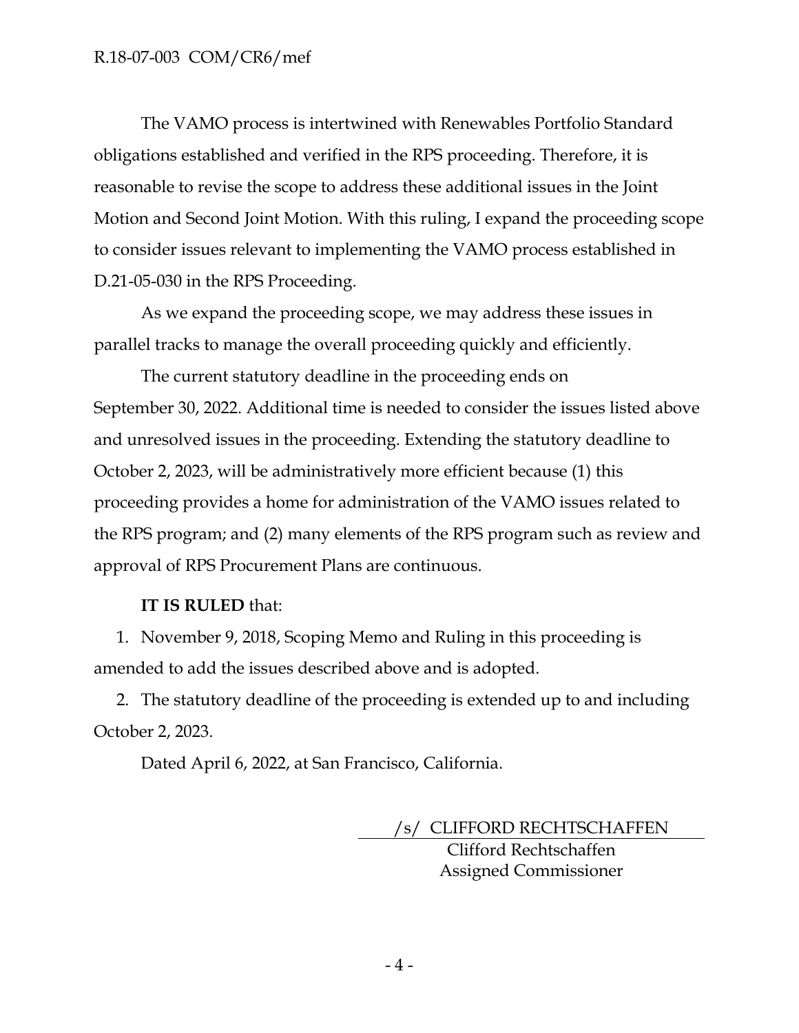The VAMO process is intertwined with Renewables Portfolio Standard obligations established and verified in the RPS proceeding. Therefore, it is reasonable to revise the scope to address these additional issues in the Joint Motion and Second Joint Motion. With this ruling, I expand the proceeding scope to consider issues relevant to implementing the VAMO process established in D.21-05-030 in the RPS Proceeding.

As we expand the proceeding scope, we may address these issues in parallel tracks to manage the overall proceeding quickly and efficiently.

The current statutory deadline in the proceeding ends on September 30, 2022. Additional time is needed to consider the issues listed above and unresolved issues in the proceeding. Extending the statutory deadline to October 2, 2023, will be administratively more efficient because (1) this proceeding provides a home for administration of the VAMO issues related to the RPS program; and (2) many elements of the RPS program such as review and approval of RPS Procurement Plans are continuous.

**IT IS RULED** that:

1. November 9, 2018, Scoping Memo and Ruling in this proceeding is amended to add the issues described above and is adopted.

2. The statutory deadline of the proceeding is extended up to and including October 2, 2023.

Dated April 6, 2022, at San Francisco, California.

/s/ CLIFFORD RECHTSCHAFFEN

Clifford Rechtschaffen
Assigned Commissioner